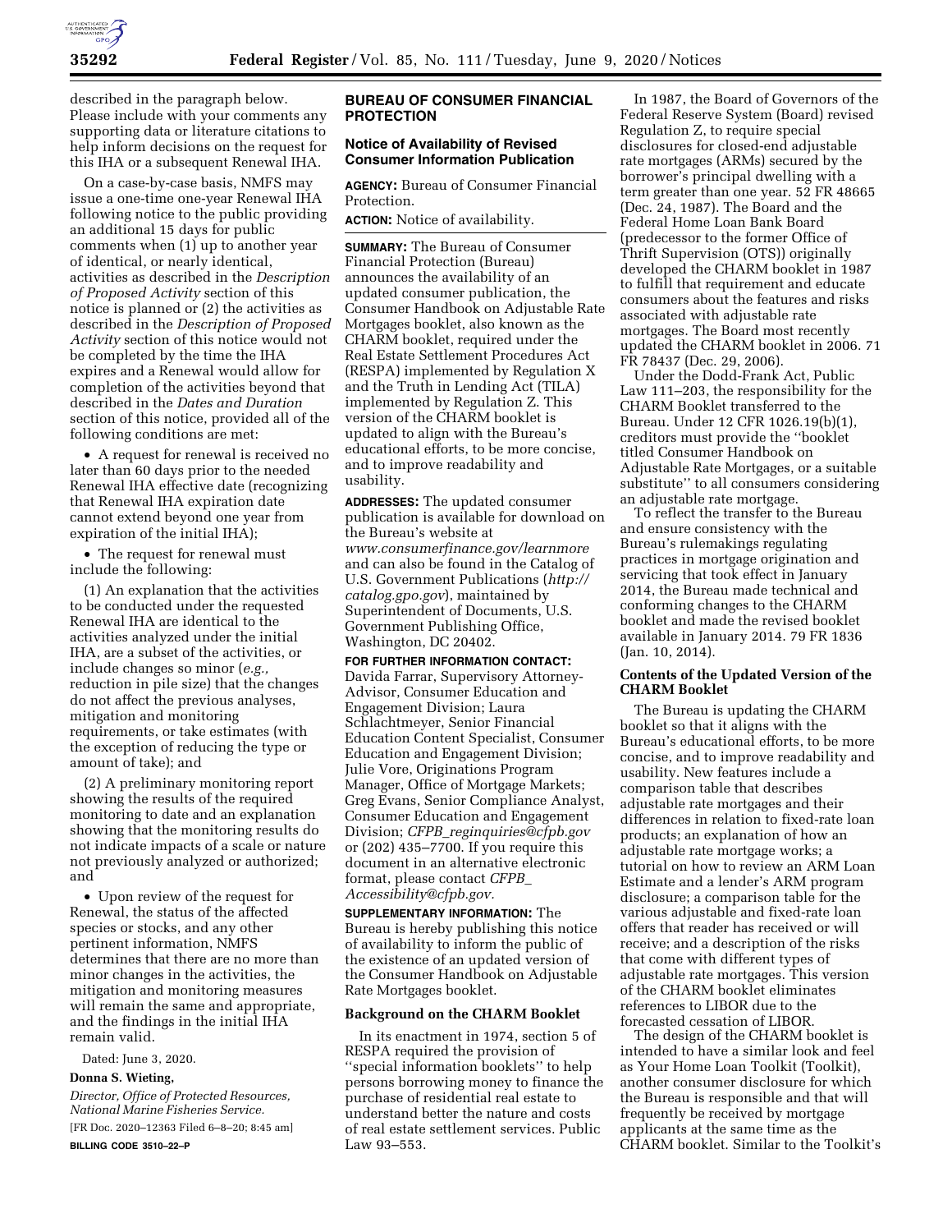described in the paragraph below. Please include with your comments any supporting data or literature citations to help inform decisions on the request for this IHA or a subsequent Renewal IHA.

On a case-by-case basis, NMFS may issue a one-time one-year Renewal IHA following notice to the public providing an additional 15 days for public comments when (1) up to another year of identical, or nearly identical, activities as described in the *Description of Proposed Activity* section of this notice is planned or (2) the activities as described in the *Description of Proposed Activity* section of this notice would not be completed by the time the IHA expires and a Renewal would allow for completion of the activities beyond that described in the *Dates and Duration* section of this notice, provided all of the following conditions are met:

- A request for renewal is received no later than 60 days prior to the needed Renewal IHA effective date (recognizing that Renewal IHA expiration date cannot extend beyond one year from expiration of the initial IHA);
- The request for renewal must include the following:

(1) An explanation that the activities to be conducted under the requested Renewal IHA are identical to the activities analyzed under the initial IHA, are a subset of the activities, or include changes so minor (*e.g.,* reduction in pile size) that the changes do not affect the previous analyses, mitigation and monitoring requirements, or take estimates (with the exception of reducing the type or amount of take); and

(2) A preliminary monitoring report showing the results of the required monitoring to date and an explanation showing that the monitoring results do not indicate impacts of a scale or nature not previously analyzed or authorized; and

- Upon review of the request for Renewal, the status of the affected species or stocks, and any other pertinent information, NMFS determines that there are no more than minor changes in the activities, the mitigation and monitoring measures will remain the same and appropriate, and the findings in the initial IHA remain valid.

Dated: June 3, 2020.

**Donna S. Wieting,**

*Director, Office of Protected Resources, National Marine Fisheries Service.*

[FR Doc. 2020–12363 Filed 6–8–20; 8:45 am]

**BILLING CODE 3510–22–P**

## BUREAU OF CONSUMER FINANCIAL PROTECTION

### Notice of Availability of Revised Consumer Information Publication

**AGENCY:** Bureau of Consumer Financial Protection.

**ACTION:** Notice of availability.

**SUMMARY:** The Bureau of Consumer Financial Protection (Bureau) announces the availability of an updated consumer publication, the Consumer Handbook on Adjustable Rate Mortgages booklet, also known as the CHARM booklet, required under the Real Estate Settlement Procedures Act (RESPA) implemented by Regulation X and the Truth in Lending Act (TILA) implemented by Regulation Z. This version of the CHARM booklet is updated to align with the Bureau's educational efforts, to be more concise, and to improve readability and usability.

**ADDRESSES:** The updated consumer publication is available for download on the Bureau's website at *www.consumerfinance.gov/learnmore* and can also be found in the Catalog of U.S. Government Publications (*http://catalog.gpo.gov*), maintained by Superintendent of Documents, U.S. Government Publishing Office, Washington, DC 20402.

**FOR FURTHER INFORMATION CONTACT:** Davida Farrar, Supervisory Attorney-Advisor, Consumer Education and Engagement Division; Laura Schlachtmeyer, Senior Financial Education Content Specialist, Consumer Education and Engagement Division; Julie Vore, Originations Program Manager, Office of Mortgage Markets; Greg Evans, Senior Compliance Analyst, Consumer Education and Engagement Division; *CFPB_reginquiries@cfpb.gov* or (202) 435–7700. If you require this document in an alternative electronic format, please contact *CFPB_Accessibility@cfpb.gov.*

**SUPPLEMENTARY INFORMATION:** The Bureau is hereby publishing this notice of availability to inform the public of the existence of an updated version of the Consumer Handbook on Adjustable Rate Mortgages booklet.

#### Background on the CHARM Booklet

In its enactment in 1974, section 5 of RESPA required the provision of ''special information booklets'' to help persons borrowing money to finance the purchase of residential real estate to understand better the nature and costs of real estate settlement services. Public Law 93–553.

In 1987, the Board of Governors of the Federal Reserve System (Board) revised Regulation Z, to require special disclosures for closed-end adjustable rate mortgages (ARMs) secured by the borrower's principal dwelling with a term greater than one year. 52 FR 48665 (Dec. 24, 1987). The Board and the Federal Home Loan Bank Board (predecessor to the former Office of Thrift Supervision (OTS)) originally developed the CHARM booklet in 1987 to fulfill that requirement and educate consumers about the features and risks associated with adjustable rate mortgages. The Board most recently updated the CHARM booklet in 2006. 71 FR 78437 (Dec. 29, 2006).

Under the Dodd-Frank Act, Public Law 111–203, the responsibility for the CHARM Booklet transferred to the Bureau. Under 12 CFR 1026.19(b)(1), creditors must provide the ''booklet titled Consumer Handbook on Adjustable Rate Mortgages, or a suitable substitute'' to all consumers considering an adjustable rate mortgage.

To reflect the transfer to the Bureau and ensure consistency with the Bureau's rulemakings regulating practices in mortgage origination and servicing that took effect in January 2014, the Bureau made technical and conforming changes to the CHARM booklet and made the revised booklet available in January 2014. 79 FR 1836 (Jan. 10, 2014).

#### Contents of the Updated Version of the CHARM Booklet

The Bureau is updating the CHARM booklet so that it aligns with the Bureau's educational efforts, to be more concise, and to improve readability and usability. New features include a comparison table that describes adjustable rate mortgages and their differences in relation to fixed-rate loan products; an explanation of how an adjustable rate mortgage works; a tutorial on how to review an ARM Loan Estimate and a lender's ARM program disclosure; a comparison table for the various adjustable and fixed-rate loan offers that reader has received or will receive; and a description of the risks that come with different types of adjustable rate mortgages. This version of the CHARM booklet eliminates references to LIBOR due to the forecasted cessation of LIBOR.

The design of the CHARM booklet is intended to have a similar look and feel as Your Home Loan Toolkit (Toolkit), another consumer disclosure for which the Bureau is responsible and that will frequently be received by mortgage applicants at the same time as the CHARM booklet. Similar to the Toolkit's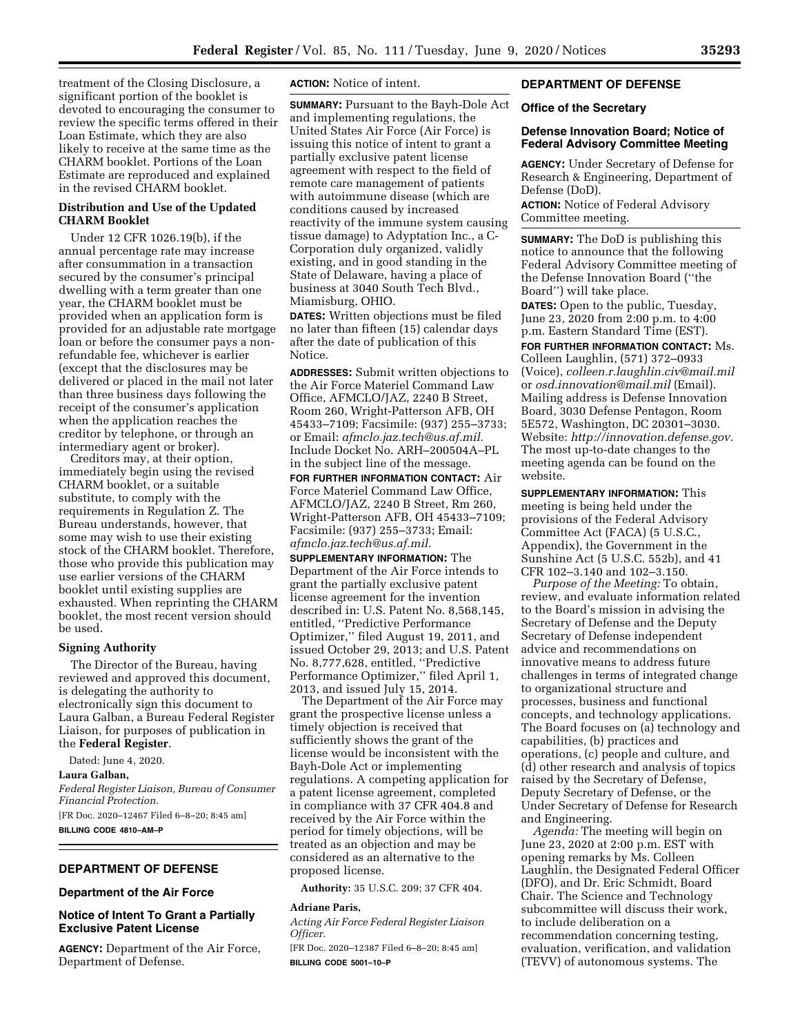treatment of the Closing Disclosure, a significant portion of the booklet is devoted to encouraging the consumer to review the specific terms offered in their Loan Estimate, which they are also likely to receive at the same time as the CHARM booklet. Portions of the Loan Estimate are reproduced and explained in the revised CHARM booklet.

### Distribution and Use of the Updated CHARM Booklet

Under 12 CFR 1026.19(b), if the annual percentage rate may increase after consummation in a transaction secured by the consumer's principal dwelling with a term greater than one year, the CHARM booklet must be provided when an application form is provided for an adjustable rate mortgage loan or before the consumer pays a non-refundable fee, whichever is earlier (except that the disclosures may be delivered or placed in the mail not later than three business days following the receipt of the consumer's application when the application reaches the creditor by telephone, or through an intermediary agent or broker).

Creditors may, at their option, immediately begin using the revised CHARM booklet, or a suitable substitute, to comply with the requirements in Regulation Z. The Bureau understands, however, that some may wish to use their existing stock of the CHARM booklet. Therefore, those who provide this publication may use earlier versions of the CHARM booklet until existing supplies are exhausted. When reprinting the CHARM booklet, the most recent version should be used.

### Signing Authority

The Director of the Bureau, having reviewed and approved this document, is delegating the authority to electronically sign this document to Laura Galban, a Bureau Federal Register Liaison, for purposes of publication in the **Federal Register**.

Dated: June 4, 2020.

**Laura Galban,**

*Federal Register Liaison, Bureau of Consumer Financial Protection.*

[FR Doc. 2020–12467 Filed 6–8–20; 8:45 am]

**BILLING CODE 4810–AM–P**

## DEPARTMENT OF DEFENSE

### Department of the Air Force

### Notice of Intent To Grant a Partially Exclusive Patent License

**AGENCY:** Department of the Air Force, Department of Defense.

**ACTION:** Notice of intent.

**SUMMARY:** Pursuant to the Bayh-Dole Act and implementing regulations, the United States Air Force (Air Force) is issuing this notice of intent to grant a partially exclusive patent license agreement with respect to the field of remote care management of patients with autoimmune disease (which are conditions caused by increased reactivity of the immune system causing tissue damage) to Adyptation Inc., a C-Corporation duly organized, validly existing, and in good standing in the State of Delaware, having a place of business at 3040 South Tech Blvd., Miamisburg, OHIO.

**DATES:** Written objections must be filed no later than fifteen (15) calendar days after the date of publication of this Notice.

**ADDRESSES:** Submit written objections to the Air Force Materiel Command Law Office, AFMCLO/JAZ, 2240 B Street, Room 260, Wright-Patterson AFB, OH 45433–7109; Facsimile: (937) 255–3733; or Email: *afmclo.jaz.tech@us.af.mil.* Include Docket No. ARH–200504A–PL in the subject line of the message.

**FOR FURTHER INFORMATION CONTACT:** Air Force Materiel Command Law Office, AFMCLO/JAZ, 2240 B Street, Rm 260, Wright-Patterson AFB, OH 45433–7109; Facsimile: (937) 255–3733; Email: *afmclo.jaz.tech@us.af.mil.*

**SUPPLEMENTARY INFORMATION:** The Department of the Air Force intends to grant the partially exclusive patent license agreement for the invention described in: U.S. Patent No. 8,568,145, entitled, ''Predictive Performance Optimizer,'' filed August 19, 2011, and issued October 29, 2013; and U.S. Patent No. 8,777,628, entitled, ''Predictive Performance Optimizer,'' filed April 1, 2013, and issued July 15, 2014.

The Department of the Air Force may grant the prospective license unless a timely objection is received that sufficiently shows the grant of the license would be inconsistent with the Bayh-Dole Act or implementing regulations. A competing application for a patent license agreement, completed in compliance with 37 CFR 404.8 and received by the Air Force within the period for timely objections, will be treated as an objection and may be considered as an alternative to the proposed license.

**Authority:** 35 U.S.C. 209; 37 CFR 404.

**Adriane Paris,**

*Acting Air Force Federal Register Liaison Officer.*

[FR Doc. 2020–12387 Filed 6–8–20; 8:45 am]

**BILLING CODE 5001–10–P**

## DEPARTMENT OF DEFENSE

### Office of the Secretary

### Defense Innovation Board; Notice of Federal Advisory Committee Meeting

**AGENCY:** Under Secretary of Defense for Research & Engineering, Department of Defense (DoD).

**ACTION:** Notice of Federal Advisory Committee meeting.

**SUMMARY:** The DoD is publishing this notice to announce that the following Federal Advisory Committee meeting of the Defense Innovation Board (''the Board'') will take place.

**DATES:** Open to the public, Tuesday, June 23, 2020 from 2:00 p.m. to 4:00 p.m. Eastern Standard Time (EST).

**FOR FURTHER INFORMATION CONTACT:** Ms. Colleen Laughlin, (571) 372–0933 (Voice), *colleen.r.laughlin.civ@mail.mil* or *osd.innovation@mail.mil* (Email). Mailing address is Defense Innovation Board, 3030 Defense Pentagon, Room 5E572, Washington, DC 20301–3030. Website: *http://innovation.defense.gov.* The most up-to-date changes to the meeting agenda can be found on the website.

**SUPPLEMENTARY INFORMATION:** This meeting is being held under the provisions of the Federal Advisory Committee Act (FACA) (5 U.S.C., Appendix), the Government in the Sunshine Act (5 U.S.C. 552b), and 41 CFR 102–3.140 and 102–3.150.

*Purpose of the Meeting:* To obtain, review, and evaluate information related to the Board's mission in advising the Secretary of Defense and the Deputy Secretary of Defense independent advice and recommendations on innovative means to address future challenges in terms of integrated change to organizational structure and processes, business and functional concepts, and technology applications. The Board focuses on (a) technology and capabilities, (b) practices and operations, (c) people and culture, and (d) other research and analysis of topics raised by the Secretary of Defense, Deputy Secretary of Defense, or the Under Secretary of Defense for Research and Engineering.

*Agenda:* The meeting will begin on June 23, 2020 at 2:00 p.m. EST with opening remarks by Ms. Colleen Laughlin, the Designated Federal Officer (DFO), and Dr. Eric Schmidt, Board Chair. The Science and Technology subcommittee will discuss their work, to include deliberation on a recommendation concerning testing, evaluation, verification, and validation (TEVV) of autonomous systems. The